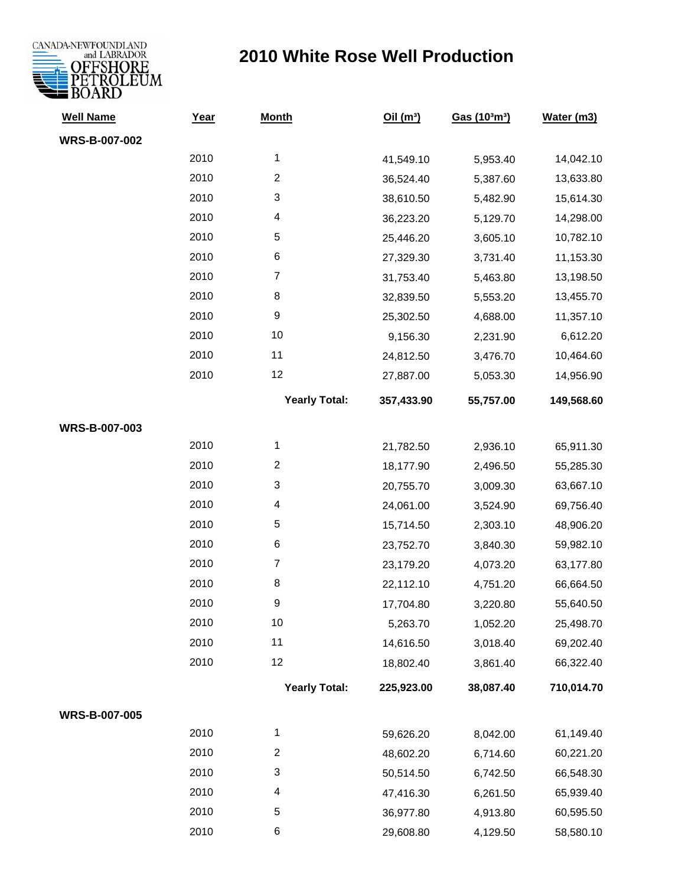# 2010 White Rose Well Production

CANADA-NEWFOUNDLAND and LABRADOR OFFSHORE PETROLEUM BOARD

| Well Name | Year | Month | Oil ($m^3$) | Gas ($10^3m^3$) | Water (m3) |
|---|---|---|---|---|---|
| **WRS-B-007-002** | | | | | |
| | 2010 | 1 | 41,549.10 | 5,953.40 | 14,042.10 |
| | 2010 | 2 | 36,524.40 | 5,387.60 | 13,633.80 |
| | 2010 | 3 | 38,610.50 | 5,482.90 | 15,614.30 |
| | 2010 | 4 | 36,223.20 | 5,129.70 | 14,298.00 |
| | 2010 | 5 | 25,446.20 | 3,605.10 | 10,782.10 |
| | 2010 | 6 | 27,329.30 | 3,731.40 | 11,153.30 |
| | 2010 | 7 | 31,753.40 | 5,463.80 | 13,198.50 |
| | 2010 | 8 | 32,839.50 | 5,553.20 | 13,455.70 |
| | 2010 | 9 | 25,302.50 | 4,688.00 | 11,357.10 |
| | 2010 | 10 | 9,156.30 | 2,231.90 | 6,612.20 |
| | 2010 | 11 | 24,812.50 | 3,476.70 | 10,464.60 |
| | 2010 | 12 | 27,887.00 | 5,053.30 | 14,956.90 |
| | | **Yearly Total:** | **357,433.90** | **55,757.00** | **149,568.60** |
| **WRS-B-007-003** | | | | | |
| | 2010 | 1 | 21,782.50 | 2,936.10 | 65,911.30 |
| | 2010 | 2 | 18,177.90 | 2,496.50 | 55,285.30 |
| | 2010 | 3 | 20,755.70 | 3,009.30 | 63,667.10 |
| | 2010 | 4 | 24,061.00 | 3,524.90 | 69,756.40 |
| | 2010 | 5 | 15,714.50 | 2,303.10 | 48,906.20 |
| | 2010 | 6 | 23,752.70 | 3,840.30 | 59,982.10 |
| | 2010 | 7 | 23,179.20 | 4,073.20 | 63,177.80 |
| | 2010 | 8 | 22,112.10 | 4,751.20 | 66,664.50 |
| | 2010 | 9 | 17,704.80 | 3,220.80 | 55,640.50 |
| | 2010 | 10 | 5,263.70 | 1,052.20 | 25,498.70 |
| | 2010 | 11 | 14,616.50 | 3,018.40 | 69,202.40 |
| | 2010 | 12 | 18,802.40 | 3,861.40 | 66,322.40 |
| | | **Yearly Total:** | **225,923.00** | **38,087.40** | **710,014.70** |
| **WRS-B-007-005** | | | | | |
| | 2010 | 1 | 59,626.20 | 8,042.00 | 61,149.40 |
| | 2010 | 2 | 48,602.20 | 6,714.60 | 60,221.20 |
| | 2010 | 3 | 50,514.50 | 6,742.50 | 66,548.30 |
| | 2010 | 4 | 47,416.30 | 6,261.50 | 65,939.40 |
| | 2010 | 5 | 36,977.80 | 4,913.80 | 60,595.50 |
| | 2010 | 6 | 29,608.80 | 4,129.50 | 58,580.10 |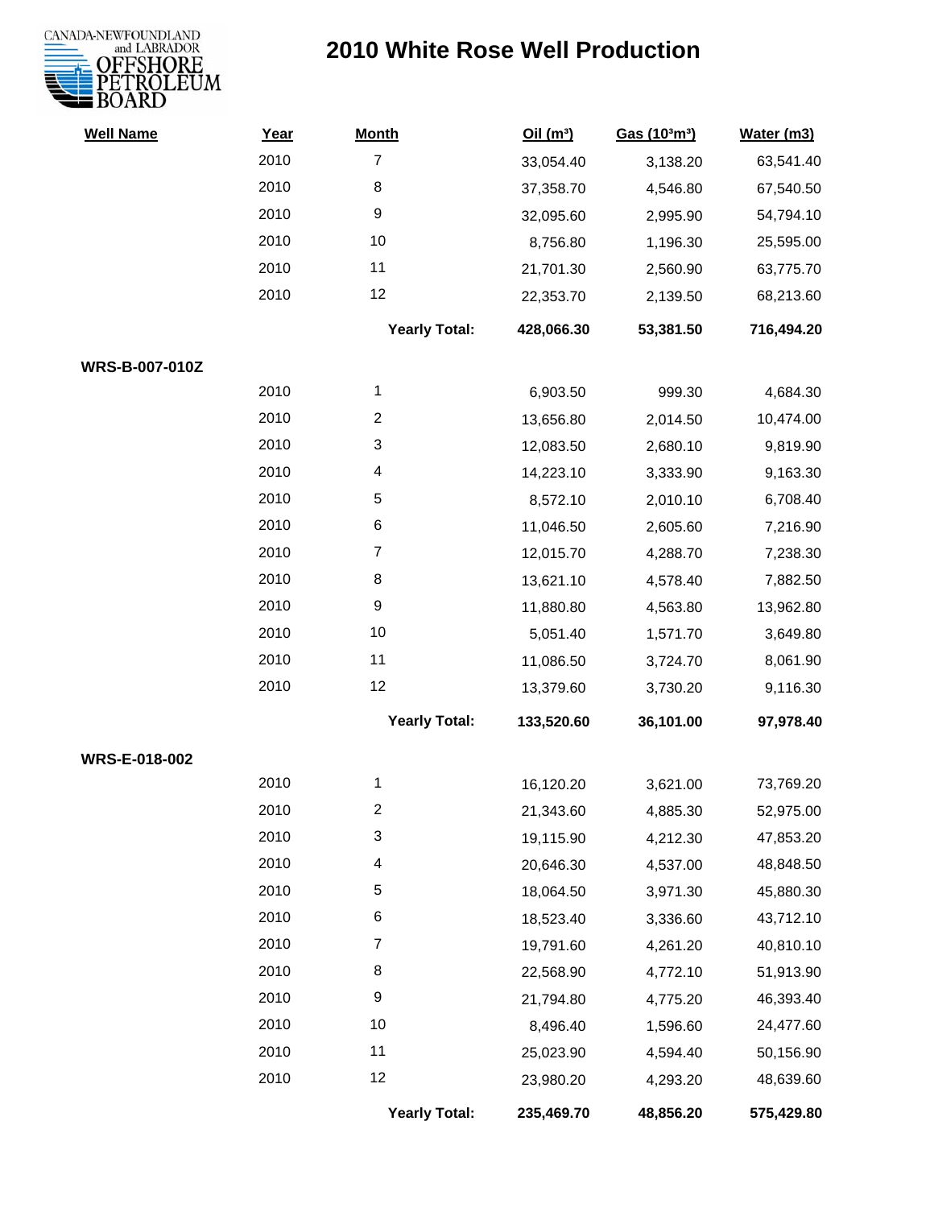# 2010 White Rose Well Production

| Well Name | Year | Month | Oil (m³) | Gas (10³m³) | Water (m3) |
|---|---|---|---|---|---|
| | 2010 | 7 | 33,054.40 | 3,138.20 | 63,541.40 |
| | 2010 | 8 | 37,358.70 | 4,546.80 | 67,540.50 |
| | 2010 | 9 | 32,095.60 | 2,995.90 | 54,794.10 |
| | 2010 | 10 | 8,756.80 | 1,196.30 | 25,595.00 |
| | 2010 | 11 | 21,701.30 | 2,560.90 | 63,775.70 |
| | 2010 | 12 | 22,353.70 | 2,139.50 | 68,213.60 |
| | | **Yearly Total:** | **428,066.30** | **53,381.50** | **716,494.20** |
| **WRS-B-007-010Z** | | | | | |
| | 2010 | 1 | 6,903.50 | 999.30 | 4,684.30 |
| | 2010 | 2 | 13,656.80 | 2,014.50 | 10,474.00 |
| | 2010 | 3 | 12,083.50 | 2,680.10 | 9,819.90 |
| | 2010 | 4 | 14,223.10 | 3,333.90 | 9,163.30 |
| | 2010 | 5 | 8,572.10 | 2,010.10 | 6,708.40 |
| | 2010 | 6 | 11,046.50 | 2,605.60 | 7,216.90 |
| | 2010 | 7 | 12,015.70 | 4,288.70 | 7,238.30 |
| | 2010 | 8 | 13,621.10 | 4,578.40 | 7,882.50 |
| | 2010 | 9 | 11,880.80 | 4,563.80 | 13,962.80 |
| | 2010 | 10 | 5,051.40 | 1,571.70 | 3,649.80 |
| | 2010 | 11 | 11,086.50 | 3,724.70 | 8,061.90 |
| | 2010 | 12 | 13,379.60 | 3,730.20 | 9,116.30 |
| | | **Yearly Total:** | **133,520.60** | **36,101.00** | **97,978.40** |
| **WRS-E-018-002** | | | | | |
| | 2010 | 1 | 16,120.20 | 3,621.00 | 73,769.20 |
| | 2010 | 2 | 21,343.60 | 4,885.30 | 52,975.00 |
| | 2010 | 3 | 19,115.90 | 4,212.30 | 47,853.20 |
| | 2010 | 4 | 20,646.30 | 4,537.00 | 48,848.50 |
| | 2010 | 5 | 18,064.50 | 3,971.30 | 45,880.30 |
| | 2010 | 6 | 18,523.40 | 3,336.60 | 43,712.10 |
| | 2010 | 7 | 19,791.60 | 4,261.20 | 40,810.10 |
| | 2010 | 8 | 22,568.90 | 4,772.10 | 51,913.90 |
| | 2010 | 9 | 21,794.80 | 4,775.20 | 46,393.40 |
| | 2010 | 10 | 8,496.40 | 1,596.60 | 24,477.60 |
| | 2010 | 11 | 25,023.90 | 4,594.40 | 50,156.90 |
| | 2010 | 12 | 23,980.20 | 4,293.20 | 48,639.60 |
| | | **Yearly Total:** | **235,469.70** | **48,856.20** | **575,429.80** |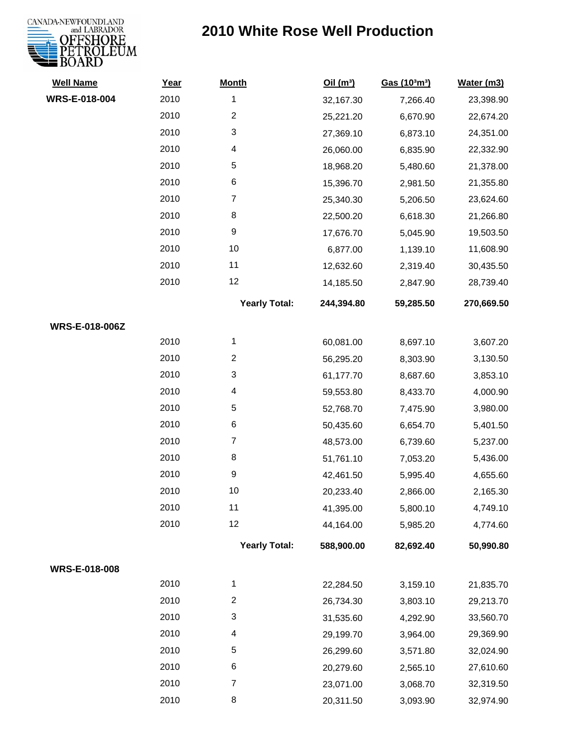CANADA-NEWFOUNDLAND and LABRADOR OFFSHORE PETROLEUM BOARD

# 2010 White Rose Well Production

| Well Name | Year | Month | Oil ($m^3$) | Gas ($10^3m^3$) | Water (m3) |
|---|---|---|---|---|---|
| WRS-E-018-004 | 2010 | 1 | 32,167.30 | 7,266.40 | 23,398.90 |
| | 2010 | 2 | 25,221.20 | 6,670.90 | 22,674.20 |
| | 2010 | 3 | 27,369.10 | 6,873.10 | 24,351.00 |
| | 2010 | 4 | 26,060.00 | 6,835.90 | 22,332.90 |
| | 2010 | 5 | 18,968.20 | 5,480.60 | 21,378.00 |
| | 2010 | 6 | 15,396.70 | 2,981.50 | 21,355.80 |
| | 2010 | 7 | 25,340.30 | 5,206.50 | 23,624.60 |
| | 2010 | 8 | 22,500.20 | 6,618.30 | 21,266.80 |
| | 2010 | 9 | 17,676.70 | 5,045.90 | 19,503.50 |
| | 2010 | 10 | 6,877.00 | 1,139.10 | 11,608.90 |
| | 2010 | 11 | 12,632.60 | 2,319.40 | 30,435.50 |
| | 2010 | 12 | 14,185.50 | 2,847.90 | 28,739.40 |
| | | **Yearly Total:** | **244,394.80** | **59,285.50** | **270,669.50** |
| **WRS-E-018-006Z** | | | | | |
| | 2010 | 1 | 60,081.00 | 8,697.10 | 3,607.20 |
| | 2010 | 2 | 56,295.20 | 8,303.90 | 3,130.50 |
| | 2010 | 3 | 61,177.70 | 8,687.60 | 3,853.10 |
| | 2010 | 4 | 59,553.80 | 8,433.70 | 4,000.90 |
| | 2010 | 5 | 52,768.70 | 7,475.90 | 3,980.00 |
| | 2010 | 6 | 50,435.60 | 6,654.70 | 5,401.50 |
| | 2010 | 7 | 48,573.00 | 6,739.60 | 5,237.00 |
| | 2010 | 8 | 51,761.10 | 7,053.20 | 5,436.00 |
| | 2010 | 9 | 42,461.50 | 5,995.40 | 4,655.60 |
| | 2010 | 10 | 20,233.40 | 2,866.00 | 2,165.30 |
| | 2010 | 11 | 41,395.00 | 5,800.10 | 4,749.10 |
| | 2010 | 12 | 44,164.00 | 5,985.20 | 4,774.60 |
| | | **Yearly Total:** | **588,900.00** | **82,692.40** | **50,990.80** |
| **WRS-E-018-008** | | | | | |
| | 2010 | 1 | 22,284.50 | 3,159.10 | 21,835.70 |
| | 2010 | 2 | 26,734.30 | 3,803.10 | 29,213.70 |
| | 2010 | 3 | 31,535.60 | 4,292.90 | 33,560.70 |
| | 2010 | 4 | 29,199.70 | 3,964.00 | 29,369.90 |
| | 2010 | 5 | 26,299.60 | 3,571.80 | 32,024.90 |
| | 2010 | 6 | 20,279.60 | 2,565.10 | 27,610.60 |
| | 2010 | 7 | 23,071.00 | 3,068.70 | 32,319.50 |
| | 2010 | 8 | 20,311.50 | 3,093.90 | 32,974.90 |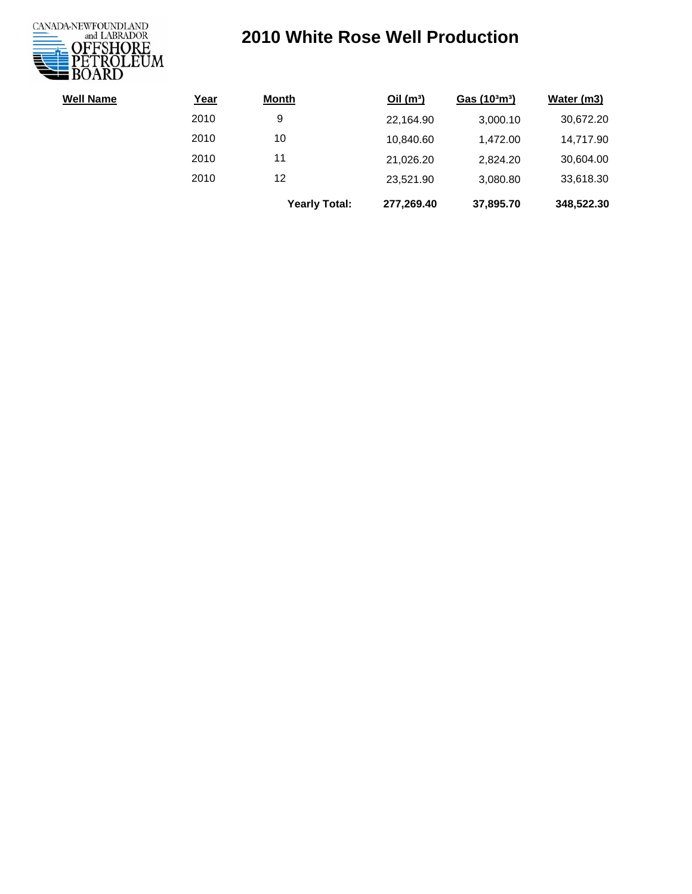# 2010 White Rose Well Production

| Well Name | Year | Month | Oil ($m^3$) | Gas ($10^3m^3$) | Water (m3) |
|---|---|---|---|---|---|
| | 2010 | 9 | 22,164.90 | 3,000.10 | 30,672.20 |
| | 2010 | 10 | 10,840.60 | 1,472.00 | 14,717.90 |
| | 2010 | 11 | 21,026.20 | 2,824.20 | 30,604.00 |
| | 2010 | 12 | 23,521.90 | 3,080.80 | 33,618.30 |
| | | **Yearly Total:** | **277,269.40** | **37,895.70** | **348,522.30** |